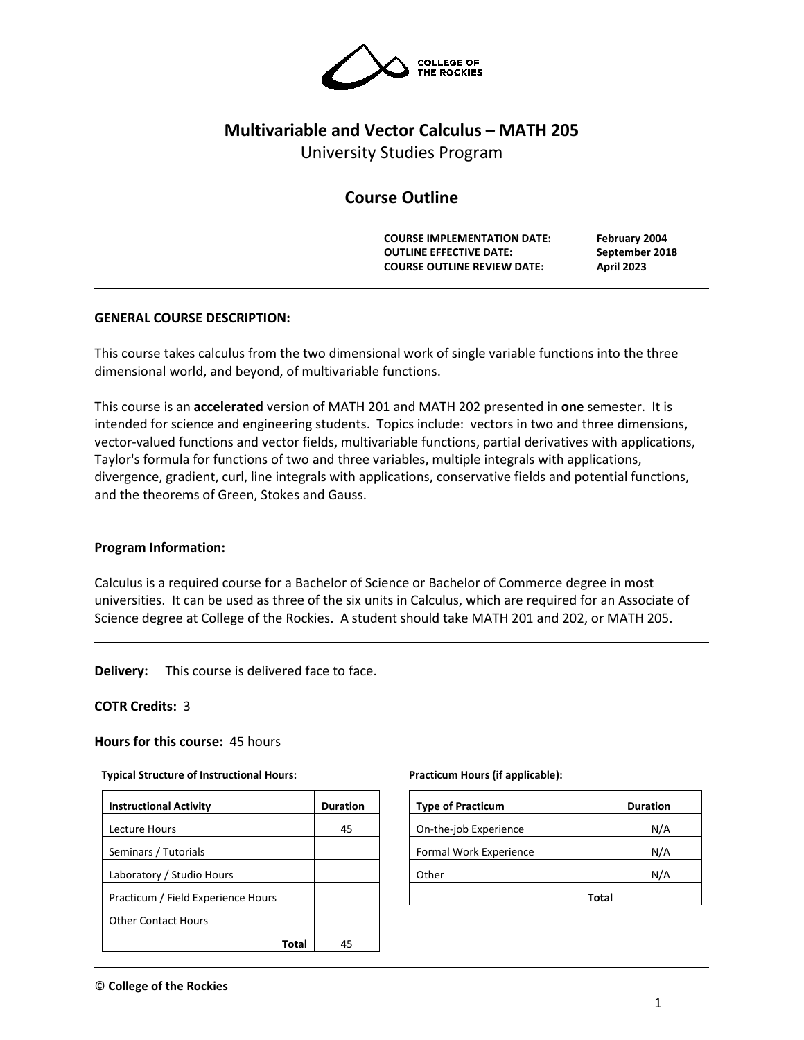COLLEGE OF THE ROCKIES

# Multivariable and Vector Calculus – MATH 205

University Studies Program

## Course Outline

| | |
|---|---|
| **COURSE IMPLEMENTATION DATE:** | **February 2004** |
| **OUTLINE EFFECTIVE DATE:** | **September 2018** |
| **COURSE OUTLINE REVIEW DATE:** | **April 2023** |

---

**GENERAL COURSE DESCRIPTION:**

This course takes calculus from the two dimensional work of single variable functions into the three dimensional world, and beyond, of multivariable functions.

This course is an **accelerated** version of MATH 201 and MATH 202 presented in **one** semester. It is intended for science and engineering students. Topics include: vectors in two and three dimensions, vector-valued functions and vector fields, multivariable functions, partial derivatives with applications, Taylor's formula for functions of two and three variables, multiple integrals with applications, divergence, gradient, curl, line integrals with applications, conservative fields and potential functions, and the theorems of Green, Stokes and Gauss.

---

**Program Information:**

Calculus is a required course for a Bachelor of Science or Bachelor of Commerce degree in most universities. It can be used as three of the six units in Calculus, which are required for an Associate of Science degree at College of the Rockies. A student should take MATH 201 and 202, or MATH 205.

---

**Delivery:** This course is delivered face to face.

**COTR Credits:** 3

**Hours for this course:** 45 hours

**Typical Structure of Instructional Hours:**

| Instructional Activity | Duration |
|---|---|
| Lecture Hours | 45 |
| Seminars / Tutorials | |
| Laboratory / Studio Hours | |
| Practicum / Field Experience Hours | |
| Other Contact Hours | |
| **Total** | 45 |

**Practicum Hours (if applicable):**

| Type of Practicum | Duration |
|---|---|
| On-the-job Experience | N/A |
| Formal Work Experience | N/A |
| Other | N/A |
| **Total** | |

© **College of the Rockies**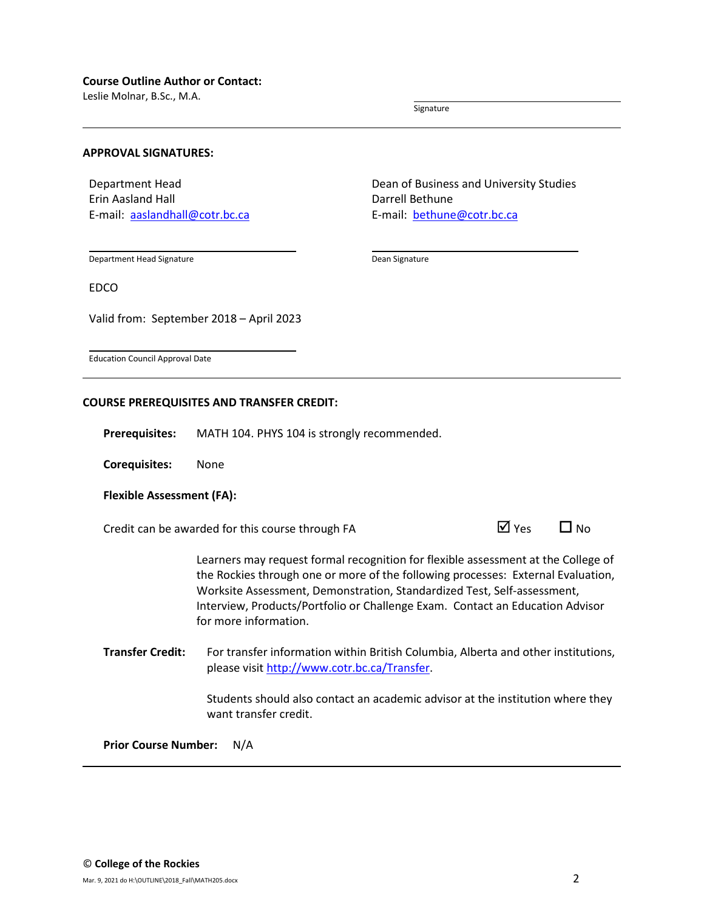**Course Outline Author or Contact:**
Leslie Molnar, B.Sc., M.A.

Signature

---

**APPROVAL SIGNATURES:**

Department Head
Erin Aasland Hall
E-mail: aaslandhall@cotr.bc.ca

Department Head Signature

Dean of Business and University Studies
Darrell Bethune
E-mail: bethune@cotr.bc.ca

Dean Signature

EDCO

Valid from: September 2018 – April 2023

Education Council Approval Date

---

**COURSE PREREQUISITES AND TRANSFER CREDIT:**

**Prerequisites:** MATH 104. PHYS 104 is strongly recommended.

**Corequisites:** None

**Flexible Assessment (FA):**

Credit can be awarded for this course through FA ☑ Yes ☐ No

Learners may request formal recognition for flexible assessment at the College of the Rockies through one or more of the following processes: External Evaluation, Worksite Assessment, Demonstration, Standardized Test, Self-assessment, Interview, Products/Portfolio or Challenge Exam. Contact an Education Advisor for more information.

**Transfer Credit:** For transfer information within British Columbia, Alberta and other institutions, please visit http://www.cotr.bc.ca/Transfer.

Students should also contact an academic advisor at the institution where they want transfer credit.

**Prior Course Number:** N/A

---

© **College of the Rockies**

Mar. 9, 2021 do H:\OUTLINE\2018_Fall\MATH205.docx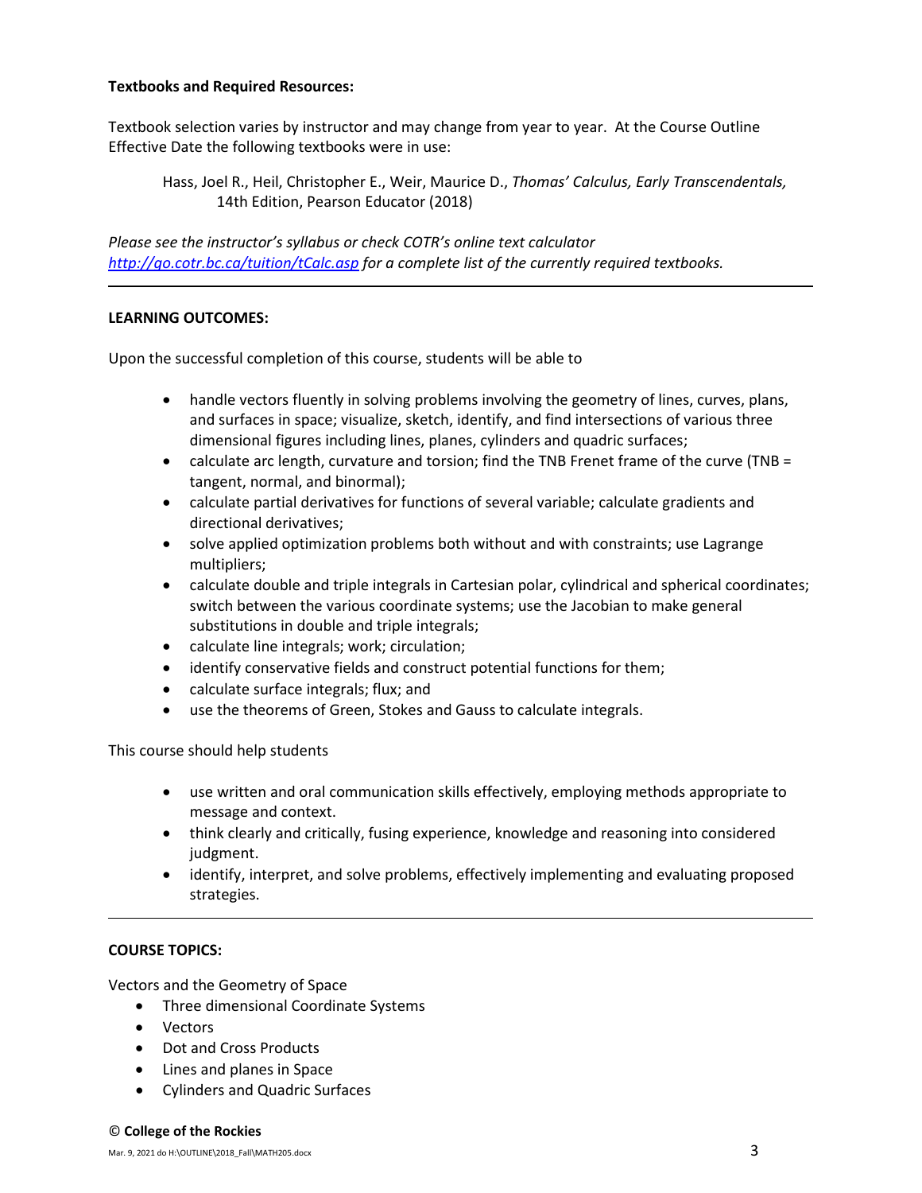**Textbooks and Required Resources:**

Textbook selection varies by instructor and may change from year to year. At the Course Outline Effective Date the following textbooks were in use:

> Hass, Joel R., Heil, Christopher E., Weir, Maurice D., *Thomas' Calculus, Early Transcendentals,* 14th Edition, Pearson Educator (2018)

*Please see the instructor's syllabus or check COTR's online text calculator [http://go.cotr.bc.ca/tuition/tCalc.asp](http://go.cotr.bc.ca/tuition/tCalc.asp) for a complete list of the currently required textbooks.*

---

**LEARNING OUTCOMES:**

Upon the successful completion of this course, students will be able to

- handle vectors fluently in solving problems involving the geometry of lines, curves, plans, and surfaces in space; visualize, sketch, identify, and find intersections of various three dimensional figures including lines, planes, cylinders and quadric surfaces;
- calculate arc length, curvature and torsion; find the TNB Frenet frame of the curve (TNB = tangent, normal, and binormal);
- calculate partial derivatives for functions of several variable; calculate gradients and directional derivatives;
- solve applied optimization problems both without and with constraints; use Lagrange multipliers;
- calculate double and triple integrals in Cartesian polar, cylindrical and spherical coordinates; switch between the various coordinate systems; use the Jacobian to make general substitutions in double and triple integrals;
- calculate line integrals; work; circulation;
- identify conservative fields and construct potential functions for them;
- calculate surface integrals; flux; and
- use the theorems of Green, Stokes and Gauss to calculate integrals.

This course should help students

- use written and oral communication skills effectively, employing methods appropriate to message and context.
- think clearly and critically, fusing experience, knowledge and reasoning into considered judgment.
- identify, interpret, and solve problems, effectively implementing and evaluating proposed strategies.

---

**COURSE TOPICS:**

Vectors and the Geometry of Space

- Three dimensional Coordinate Systems
- Vectors
- Dot and Cross Products
- Lines and planes in Space
- Cylinders and Quadric Surfaces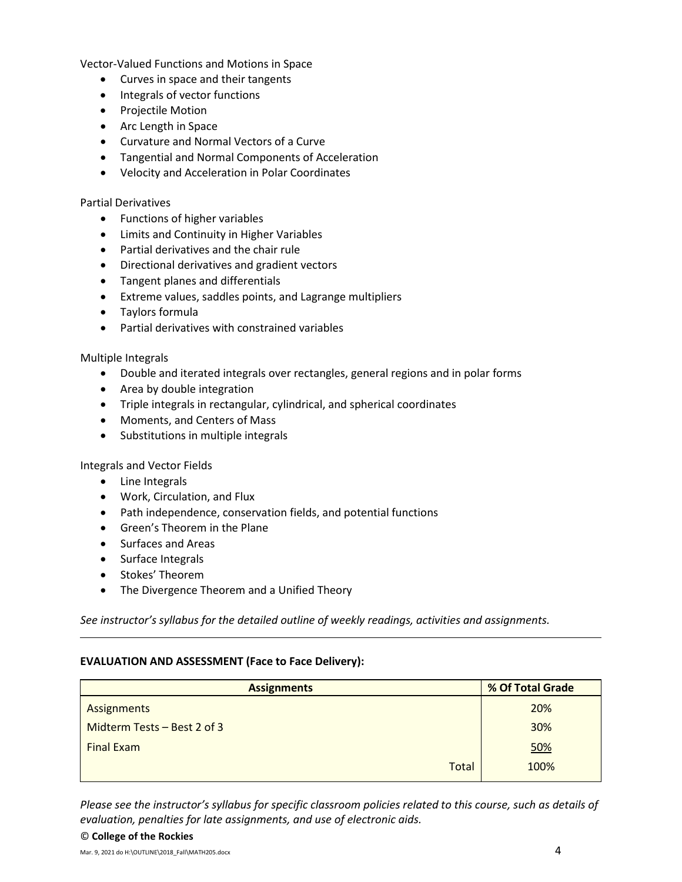Vector-Valued Functions and Motions in Space

- Curves in space and their tangents
- Integrals of vector functions
- Projectile Motion
- Arc Length in Space
- Curvature and Normal Vectors of a Curve
- Tangential and Normal Components of Acceleration
- Velocity and Acceleration in Polar Coordinates

Partial Derivatives

- Functions of higher variables
- Limits and Continuity in Higher Variables
- Partial derivatives and the chair rule
- Directional derivatives and gradient vectors
- Tangent planes and differentials
- Extreme values, saddles points, and Lagrange multipliers
- Taylors formula
- Partial derivatives with constrained variables

Multiple Integrals

- Double and iterated integrals over rectangles, general regions and in polar forms
- Area by double integration
- Triple integrals in rectangular, cylindrical, and spherical coordinates
- Moments, and Centers of Mass
- Substitutions in multiple integrals

Integrals and Vector Fields

- Line Integrals
- Work, Circulation, and Flux
- Path independence, conservation fields, and potential functions
- Green's Theorem in the Plane
- Surfaces and Areas
- Surface Integrals
- Stokes' Theorem
- The Divergence Theorem and a Unified Theory

*See instructor's syllabus for the detailed outline of weekly readings, activities and assignments.*

---

**EVALUATION AND ASSESSMENT (Face to Face Delivery):**

| Assignments | % Of Total Grade |
|---|---|
| Assignments | 20% |
| Midterm Tests – Best 2 of 3 | 30% |
| Final Exam | 50% |
| Total | 100% |

*Please see the instructor's syllabus for specific classroom policies related to this course, such as details of evaluation, penalties for late assignments, and use of electronic aids.*

© **College of the Rockies**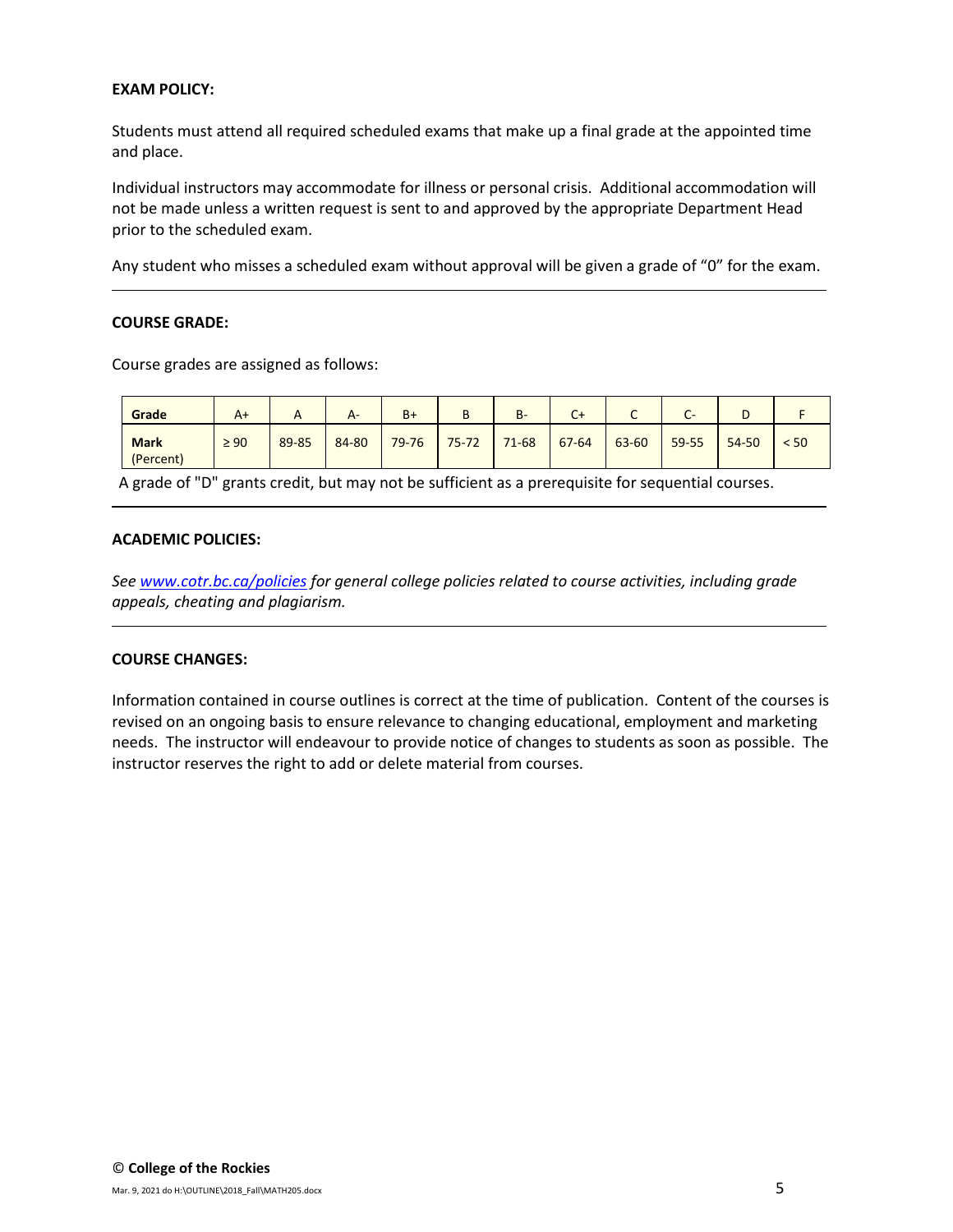**EXAM POLICY:**

Students must attend all required scheduled exams that make up a final grade at the appointed time and place.

Individual instructors may accommodate for illness or personal crisis. Additional accommodation will not be made unless a written request is sent to and approved by the appropriate Department Head prior to the scheduled exam.

Any student who misses a scheduled exam without approval will be given a grade of "0" for the exam.

---

**COURSE GRADE:**

Course grades are assigned as follows:

| **Grade** | A+ | A | A- | B+ | B | B- | C+ | C | C- | D | F |
|---|---|---|---|---|---|---|---|---|---|---|---|
| **Mark** (Percent) | ≥ 90 | 89-85 | 84-80 | 79-76 | 75-72 | 71-68 | 67-64 | 63-60 | 59-55 | 54-50 | < 50 |

A grade of "D" grants credit, but may not be sufficient as a prerequisite for sequential courses.

---

**ACADEMIC POLICIES:**

*See www.cotr.bc.ca/policies for general college policies related to course activities, including grade appeals, cheating and plagiarism.*

---

**COURSE CHANGES:**

Information contained in course outlines is correct at the time of publication. Content of the courses is revised on an ongoing basis to ensure relevance to changing educational, employment and marketing needs. The instructor will endeavour to provide notice of changes to students as soon as possible. The instructor reserves the right to add or delete material from courses.